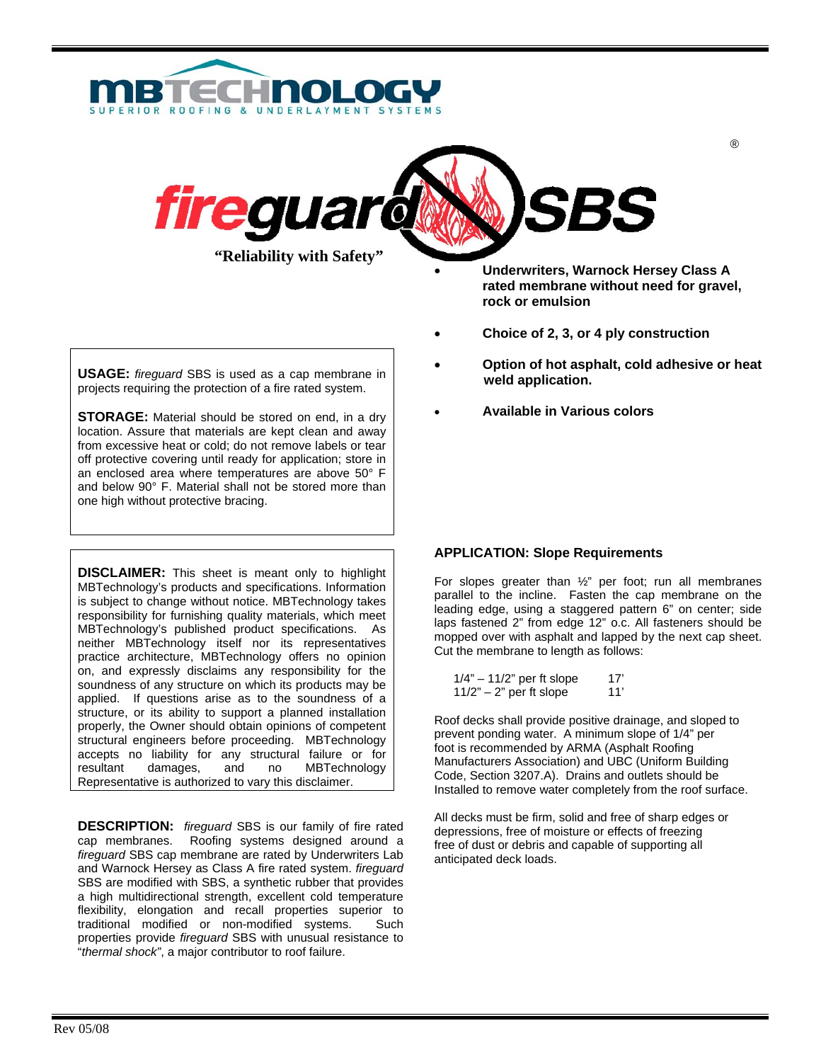# MBTECHNOLOGY

SUPERIOR ROOFING & UNDERLAYMENT SYSTEMS

# fireguard SBS®

**"Reliability with Safety"**

- **Underwriters, Warnock Hersey Class A rated membrane without need for gravel, rock or emulsion**
- **Choice of 2, 3, or 4 ply construction**
- **Option of hot asphalt, cold adhesive or heat weld application.**
- **Available in Various colors**

**USAGE:** *fireguard* SBS is used as a cap membrane in projects requiring the protection of a fire rated system.

**STORAGE:** Material should be stored on end, in a dry location. Assure that materials are kept clean and away from excessive heat or cold; do not remove labels or tear off protective covering until ready for application; store in an enclosed area where temperatures are above 50° F and below 90° F. Material shall not be stored more than one high without protective bracing.

**DISCLAIMER:** This sheet is meant only to highlight MBTechnology's products and specifications. Information is subject to change without notice. MBTechnology takes responsibility for furnishing quality materials, which meet MBTechnology's published product specifications. As neither MBTechnology itself nor its representatives practice architecture, MBTechnology offers no opinion on, and expressly disclaims any responsibility for the soundness of any structure on which its products may be applied. If questions arise as to the soundness of a structure, or its ability to support a planned installation properly, the Owner should obtain opinions of competent structural engineers before proceeding. MBTechnology accepts no liability for any structural failure or for resultant damages, and no MBTechnology Representative is authorized to vary this disclaimer.

**DESCRIPTION:** *fireguard* SBS is our family of fire rated cap membranes. Roofing systems designed around a *fireguard* SBS cap membrane are rated by Underwriters Lab and Warnock Hersey as Class A fire rated system. *fireguard* SBS are modified with SBS, a synthetic rubber that provides a high multidirectional strength, excellent cold temperature flexibility, elongation and recall properties superior to traditional modified or non-modified systems. Such properties provide *fireguard* SBS with unusual resistance to "*thermal shock"*, a major contributor to roof failure.

**APPLICATION: Slope Requirements**

For slopes greater than ½" per foot; run all membranes parallel to the incline. Fasten the cap membrane on the leading edge, using a staggered pattern 6" on center; side laps fastened 2" from edge 12" o.c. All fasteners should be mopped over with asphalt and lapped by the next cap sheet. Cut the membrane to length as follows:

| | |
|---|---|
| 1/4" – 11/2" per ft slope | 17' |
| 11/2" – 2" per ft slope | 11' |

Roof decks shall provide positive drainage, and sloped to prevent ponding water. A minimum slope of 1/4" per foot is recommended by ARMA (Asphalt Roofing Manufacturers Association) and UBC (Uniform Building Code, Section 3207.A). Drains and outlets should be Installed to remove water completely from the roof surface.

All decks must be firm, solid and free of sharp edges or depressions, free of moisture or effects of freezing free of dust or debris and capable of supporting all anticipated deck loads.

Rev 05/08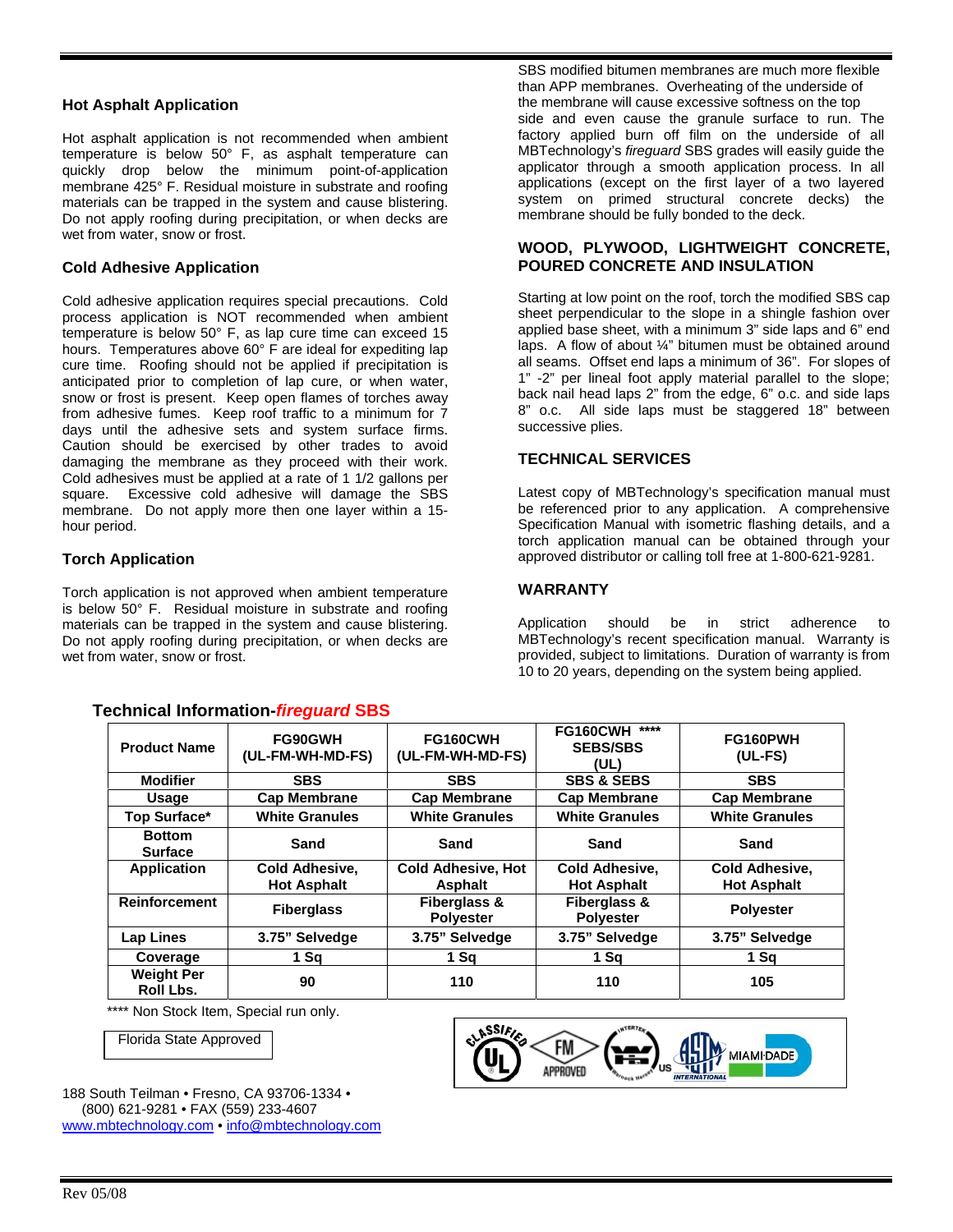### Hot Asphalt Application

Hot asphalt application is not recommended when ambient temperature is below 50° F, as asphalt temperature can quickly drop below the minimum point-of-application membrane 425° F. Residual moisture in substrate and roofing materials can be trapped in the system and cause blistering. Do not apply roofing during precipitation, or when decks are wet from water, snow or frost.

### Cold Adhesive Application

Cold adhesive application requires special precautions. Cold process application is NOT recommended when ambient temperature is below 50° F, as lap cure time can exceed 15 hours. Temperatures above 60° F are ideal for expediting lap cure time. Roofing should not be applied if precipitation is anticipated prior to completion of lap cure, or when water, snow or frost is present. Keep open flames of torches away from adhesive fumes. Keep roof traffic to a minimum for 7 days until the adhesive sets and system surface firms. Caution should be exercised by other trades to avoid damaging the membrane as they proceed with their work. Cold adhesives must be applied at a rate of 1 1/2 gallons per square. Excessive cold adhesive will damage the SBS membrane. Do not apply more then one layer within a 15-hour period.

### Torch Application

Torch application is not approved when ambient temperature is below 50° F. Residual moisture in substrate and roofing materials can be trapped in the system and cause blistering. Do not apply roofing during precipitation, or when decks are wet from water, snow or frost.

SBS modified bitumen membranes are much more flexible than APP membranes. Overheating of the underside of the membrane will cause excessive softness on the top side and even cause the granule surface to run. The factory applied burn off film on the underside of all MBTechnology's *fireguard* SBS grades will easily guide the applicator through a smooth application process. In all applications (except on the first layer of a two layered system on primed structural concrete decks) the membrane should be fully bonded to the deck.

### WOOD, PLYWOOD, LIGHTWEIGHT CONCRETE, POURED CONCRETE AND INSULATION

Starting at low point on the roof, torch the modified SBS cap sheet perpendicular to the slope in a shingle fashion over applied base sheet, with a minimum 3" side laps and 6" end laps. A flow of about ¼" bitumen must be obtained around all seams. Offset end laps a minimum of 36". For slopes of 1" -2" per lineal foot apply material parallel to the slope; back nail head laps 2" from the edge, 6" o.c. and side laps 8" o.c. All side laps must be staggered 18" between successive plies.

### TECHNICAL SERVICES

Latest copy of MBTechnology's specification manual must be referenced prior to any application. A comprehensive Specification Manual with isometric flashing details, and a torch application manual can be obtained through your approved distributor or calling toll free at 1-800-621-9281.

### WARRANTY

Application should be in strict adherence to MBTechnology's recent specification manual. Warranty is provided, subject to limitations. Duration of warranty is from 10 to 20 years, depending on the system being applied.

### Technical Information-*fireguard* SBS

| Product Name | FG90GWH (UL-FM-WH-MD-FS) | FG160CWH (UL-FM-WH-MD-FS) | FG160CWH **** SEBS/SBS (UL) | FG160PWH (UL-FS) |
|---|---|---|---|---|
| Modifier | SBS | SBS | SBS & SEBS | SBS |
| Usage | Cap Membrane | Cap Membrane | Cap Membrane | Cap Membrane |
| Top Surface* | White Granules | White Granules | White Granules | White Granules |
| Bottom Surface | Sand | Sand | Sand | Sand |
| Application | Cold Adhesive, Hot Asphalt | Cold Adhesive, Hot Asphalt | Cold Adhesive, Hot Asphalt | Cold Adhesive, Hot Asphalt |
| Reinforcement | Fiberglass | Fiberglass & Polyester | Fiberglass & Polyester | Polyester |
| Lap Lines | 3.75" Selvedge | 3.75" Selvedge | 3.75" Selvedge | 3.75" Selvedge |
| Coverage | 1 Sq | 1 Sq | 1 Sq | 1 Sq |
| Weight Per Roll Lbs. | 90 | 110 | 110 | 105 |

**** Non Stock Item, Special run only.

Florida State Approved

188 South Teilman • Fresno, CA 93706-1334 •
(800) 621-9281 • FAX (559) 233-4607
www.mbtechnology.com • info@mbtechnology.com

Rev 05/08